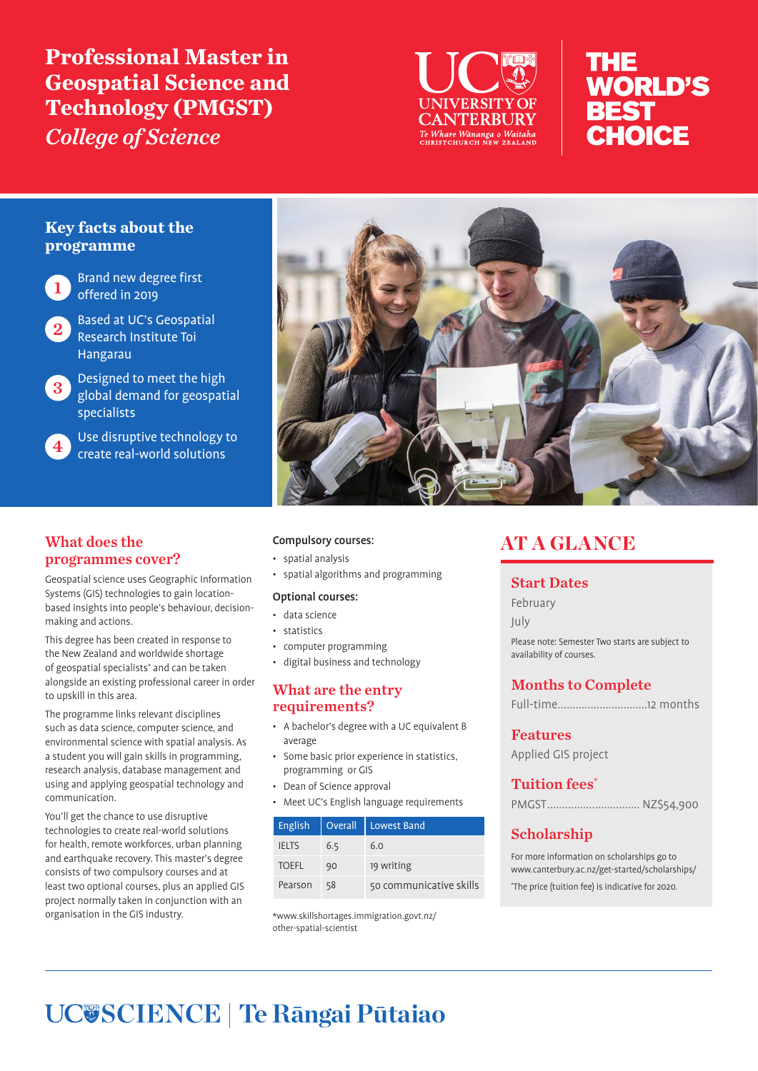# Professional Master in Geospatial Science and Technology (PMGST)

*College of Science*

UC UNIVERSITY OF CANTERBURY
Te Whare Wānanga o Waitaha
CHRISTCHURCH NEW ZEALAND

THE WORLD'S BEST CHOICE

## Key facts about the programme

1. Brand new degree first offered in 2019
2. Based at UC's Geospatial Research Institute Toi Hangarau
3. Designed to meet the high global demand for geospatial specialists
4. Use disruptive technology to create real-world solutions

## What does the programmes cover?

Geospatial science uses Geographic Information Systems (GIS) technologies to gain location-based insights into people's behaviour, decision-making and actions.

This degree has been created in response to the New Zealand and worldwide shortage of geospatial specialists* and can be taken alongside an existing professional career in order to upskill in this area.

The programme links relevant disciplines such as data science, computer science, and environmental science with spatial analysis. As a student you will gain skills in programming, research analysis, database management and using and applying geospatial technology and communication.

You'll get the chance to use disruptive technologies to create real-world solutions for health, remote workforces, urban planning and earthquake recovery. This master's degree consists of two compulsory courses and at least two optional courses, plus an applied GIS project normally taken in conjunction with an organisation in the GIS industry.

**Compulsory courses:**

- spatial analysis
- spatial algorithms and programming

**Optional courses:**

- data science
- statistics
- computer programming
- digital business and technology

## What are the entry requirements?

- A bachelor's degree with a UC equivalent B average
- Some basic prior experience in statistics, programming or GIS
- Dean of Science approval
- Meet UC's English language requirements

| English | Overall | Lowest Band |
|---|---|---|
| IELTS | 6.5 | 6.0 |
| TOEFL | 90 | 19 writing |
| Pearson | 58 | 50 communicative skills |

*www.skillshortages.immigration.govt.nz/other-spatial-scientist

## AT A GLANCE

### Start Dates

February

July

Please note: Semester Two starts are subject to availability of courses.

### Months to Complete

Full-time.............................12 months

### Features

Applied GIS project

### Tuition fees*

PMGST.............................. NZ$54,900

### Scholarship

For more information on scholarships go to www.canterbury.ac.nz/get-started/scholarships/

*The price (tuition fee) is indicative for 2020.

UC SCIENCE | Te Rāngai Pūtaiao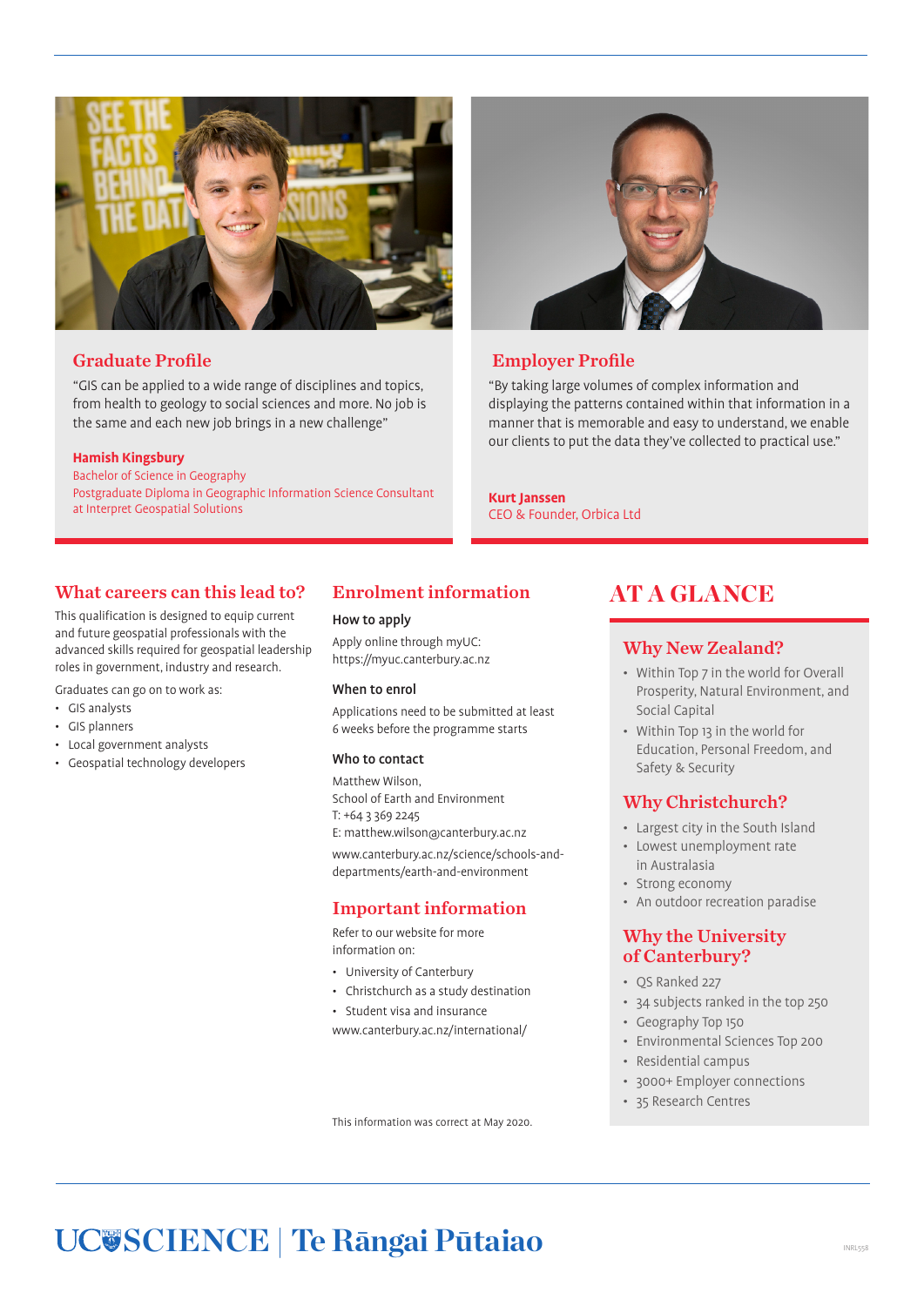## Graduate Profile

"GIS can be applied to a wide range of disciplines and topics, from health to geology to social sciences and more. No job is the same and each new job brings in a new challenge"

**Hamish Kingsbury**
Bachelor of Science in Geography
Postgraduate Diploma in Geographic Information Science Consultant at Interpret Geospatial Solutions

## Employer Profile

"By taking large volumes of complex information and displaying the patterns contained within that information in a manner that is memorable and easy to understand, we enable our clients to put the data they've collected to practical use."

**Kurt Janssen**
CEO & Founder, Orbica Ltd

## What careers can this lead to?

This qualification is designed to equip current and future geospatial professionals with the advanced skills required for geospatial leadership roles in government, industry and research.

Graduates can go on to work as:

- GIS analysts
- GIS planners
- Local government analysts
- Geospatial technology developers

## Enrolment information

**How to apply**

Apply online through myUC:
https://myuc.canterbury.ac.nz

**When to enrol**

Applications need to be submitted at least 6 weeks before the programme starts

**Who to contact**

Matthew Wilson,
School of Earth and Environment
T: +64 3 369 2245
E: matthew.wilson@canterbury.ac.nz

www.canterbury.ac.nz/science/schools-and-departments/earth-and-environment

## Important information

Refer to our website for more information on:

- University of Canterbury
- Christchurch as a study destination
- Student visa and insurance

www.canterbury.ac.nz/international/

This information was correct at May 2020.

# AT A GLANCE

## Why New Zealand?

- Within Top 7 in the world for Overall Prosperity, Natural Environment, and Social Capital
- Within Top 13 in the world for Education, Personal Freedom, and Safety & Security

## Why Christchurch?

- Largest city in the South Island
- Lowest unemployment rate in Australasia
- Strong economy
- An outdoor recreation paradise

## Why the University of Canterbury?

- QS Ranked 227
- 34 subjects ranked in the top 250
- Geography Top 150
- Environmental Sciences Top 200
- Residential campus
- 3000+ Employer connections
- 35 Research Centres

UC SCIENCE | Te Rāngai Pūtaiao

INRL558